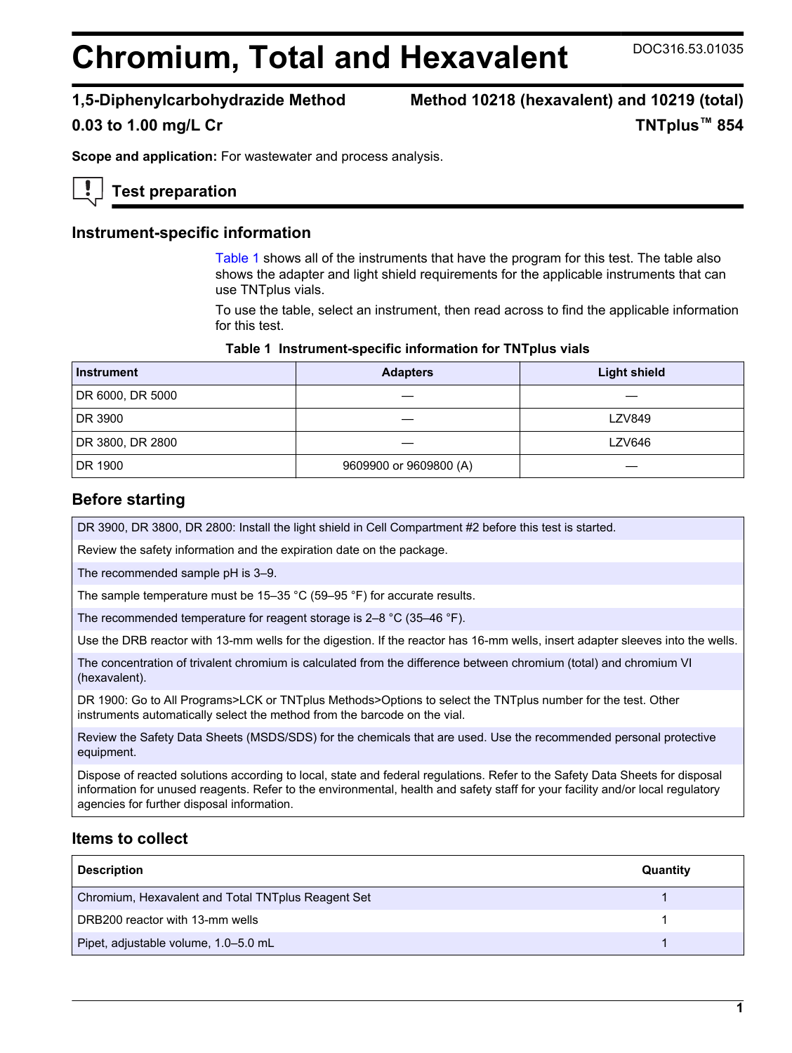# Chromium, Total and Hexavalent

DOC316.53.01035

**1,5-Diphenylcarbohydrazide Method** **Method 10218 (hexavalent) and 10219 (total)**

**0.03 to 1.00 mg/L Cr** **TNTplus™ 854**

**Scope and application:** For wastewater and process analysis.

## Test preparation

### Instrument-specific information

Table 1 shows all of the instruments that have the program for this test. The table also shows the adapter and light shield requirements for the applicable instruments that can use TNTplus vials.

To use the table, select an instrument, then read across to find the applicable information for this test.

**Table 1 Instrument-specific information for TNTplus vials**

| Instrument | Adapters | Light shield |
|---|---|---|
| DR 6000, DR 5000 | — | — |
| DR 3900 | — | LZV849 |
| DR 3800, DR 2800 | — | LZV646 |
| DR 1900 | 9609900 or 9609800 (A) | — |

### Before starting

| |
|---|
| DR 3900, DR 3800, DR 2800: Install the light shield in Cell Compartment #2 before this test is started. |
| Review the safety information and the expiration date on the package. |
| The recommended sample pH is 3–9. |
| The sample temperature must be 15–35 °C (59–95 °F) for accurate results. |
| The recommended temperature for reagent storage is 2–8 °C (35–46 °F). |
| Use the DRB reactor with 13-mm wells for the digestion. If the reactor has 16-mm wells, insert adapter sleeves into the wells. |
| The concentration of trivalent chromium is calculated from the difference between chromium (total) and chromium VI (hexavalent). |
| DR 1900: Go to All Programs>LCK or TNTplus Methods>Options to select the TNTplus number for the test. Other instruments automatically select the method from the barcode on the vial. |
| Review the Safety Data Sheets (MSDS/SDS) for the chemicals that are used. Use the recommended personal protective equipment. |
| Dispose of reacted solutions according to local, state and federal regulations. Refer to the Safety Data Sheets for disposal information for unused reagents. Refer to the environmental, health and safety staff for your facility and/or local regulatory agencies for further disposal information. |

### Items to collect

| Description | Quantity |
|---|---|
| Chromium, Hexavalent and Total TNTplus Reagent Set | 1 |
| DRB200 reactor with 13-mm wells | 1 |
| Pipet, adjustable volume, 1.0–5.0 mL | 1 |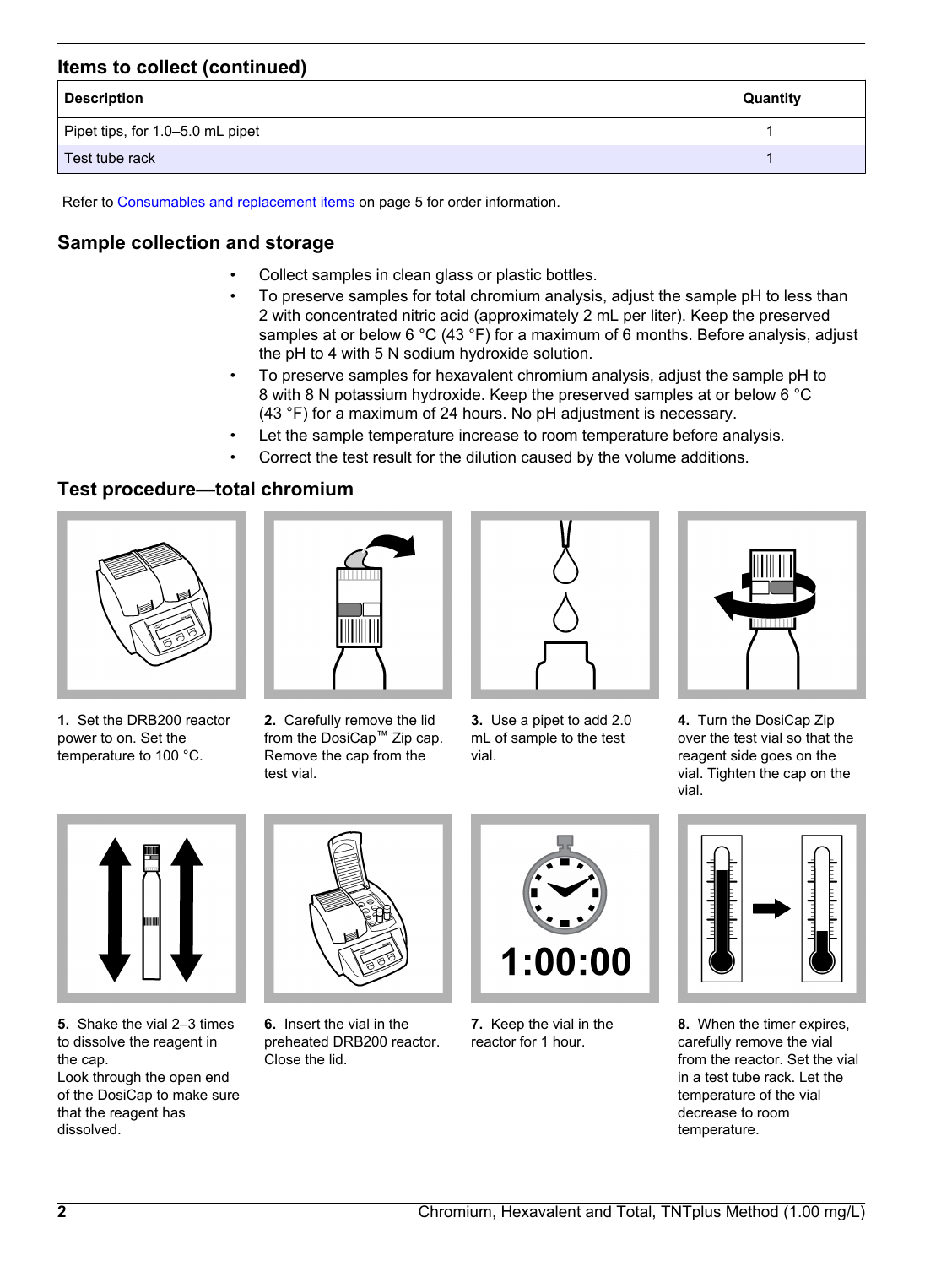## Items to collect (continued)

| Description | Quantity |
| --- | --- |
| Pipet tips, for 1.0–5.0 mL pipet | 1 |
| Test tube rack | 1 |

Refer to Consumables and replacement items on page 5 for order information.

## Sample collection and storage

- Collect samples in clean glass or plastic bottles.
- To preserve samples for total chromium analysis, adjust the sample pH to less than 2 with concentrated nitric acid (approximately 2 mL per liter). Keep the preserved samples at or below 6 °C (43 °F) for a maximum of 6 months. Before analysis, adjust the pH to 4 with 5 N sodium hydroxide solution.
- To preserve samples for hexavalent chromium analysis, adjust the sample pH to 8 with 8 N potassium hydroxide. Keep the preserved samples at or below 6 °C (43 °F) for a maximum of 24 hours. No pH adjustment is necessary.
- Let the sample temperature increase to room temperature before analysis.
- Correct the test result for the dilution caused by the volume additions.

## Test procedure—total chromium

**1.** Set the DRB200 reactor power to on. Set the temperature to 100 °C.

**2.** Carefully remove the lid from the DosiCap™ Zip cap. Remove the cap from the test vial.

**3.** Use a pipet to add 2.0 mL of sample to the test vial.

**4.** Turn the DosiCap Zip over the test vial so that the reagent side goes on the vial. Tighten the cap on the vial.

**5.** Shake the vial 2–3 times to dissolve the reagent in the cap.
Look through the open end of the DosiCap to make sure that the reagent has dissolved.

**6.** Insert the vial in the preheated DRB200 reactor. Close the lid.

**7.** Keep the vial in the reactor for 1 hour.

**8.** When the timer expires, carefully remove the vial from the reactor. Set the vial in a test tube rack. Let the temperature of the vial decrease to room temperature.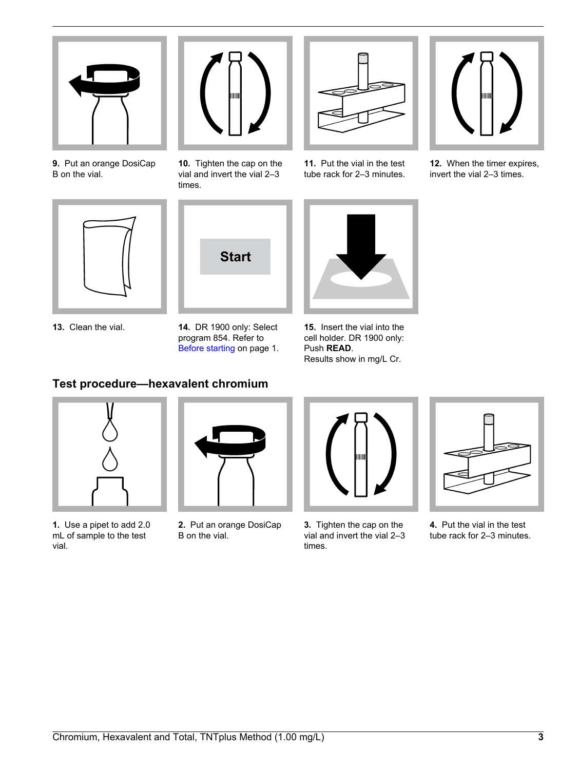**9.** Put an orange DosiCap B on the vial.

**10.** Tighten the cap on the vial and invert the vial 2–3 times.

**11.** Put the vial in the test tube rack for 2–3 minutes.

**12.** When the timer expires, invert the vial 2–3 times.

**13.** Clean the vial.

Start

**14.** DR 1900 only: Select program 854. Refer to Before starting on page 1.

**15.** Insert the vial into the cell holder. DR 1900 only: Push **READ**.
Results show in mg/L Cr.

## Test procedure—hexavalent chromium

**1.** Use a pipet to add 2.0 mL of sample to the test vial.

**2.** Put an orange DosiCap B on the vial.

**3.** Tighten the cap on the vial and invert the vial 2–3 times.

**4.** Put the vial in the test tube rack for 2–3 minutes.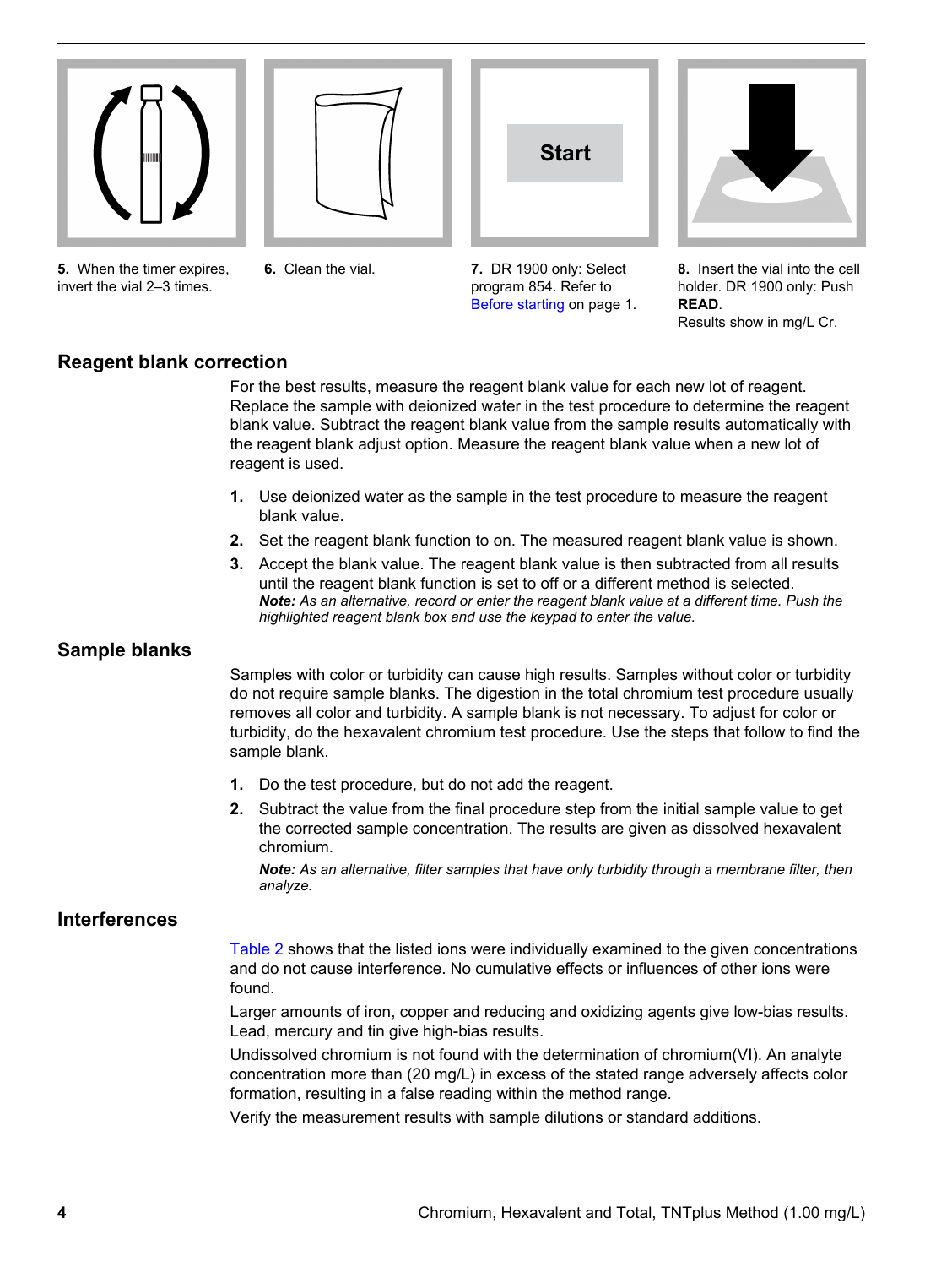5. When the timer expires, invert the vial 2–3 times.

6. Clean the vial.

7. DR 1900 only: Select program 854. Refer to Before starting on page 1.

8. Insert the vial into the cell holder. DR 1900 only: Push **READ**.
Results show in mg/L Cr.

## Reagent blank correction

For the best results, measure the reagent blank value for each new lot of reagent. Replace the sample with deionized water in the test procedure to determine the reagent blank value. Subtract the reagent blank value from the sample results automatically with the reagent blank adjust option. Measure the reagent blank value when a new lot of reagent is used.

1. Use deionized water as the sample in the test procedure to measure the reagent blank value.
2. Set the reagent blank function to on. The measured reagent blank value is shown.
3. Accept the blank value. The reagent blank value is then subtracted from all results until the reagent blank function is set to off or a different method is selected.
   ***Note:** As an alternative, record or enter the reagent blank value at a different time. Push the highlighted reagent blank box and use the keypad to enter the value.*

## Sample blanks

Samples with color or turbidity can cause high results. Samples without color or turbidity do not require sample blanks. The digestion in the total chromium test procedure usually removes all color and turbidity. A sample blank is not necessary. To adjust for color or turbidity, do the hexavalent chromium test procedure. Use the steps that follow to find the sample blank.

1. Do the test procedure, but do not add the reagent.
2. Subtract the value from the final procedure step from the initial sample value to get the corrected sample concentration. The results are given as dissolved hexavalent chromium.
   ***Note:** As an alternative, filter samples that have only turbidity through a membrane filter, then analyze.*

## Interferences

Table 2 shows that the listed ions were individually examined to the given concentrations and do not cause interference. No cumulative effects or influences of other ions were found.

Larger amounts of iron, copper and reducing and oxidizing agents give low-bias results. Lead, mercury and tin give high-bias results.

Undissolved chromium is not found with the determination of chromium(VI). An analyte concentration more than (20 mg/L) in excess of the stated range adversely affects color formation, resulting in a false reading within the method range.

Verify the measurement results with sample dilutions or standard additions.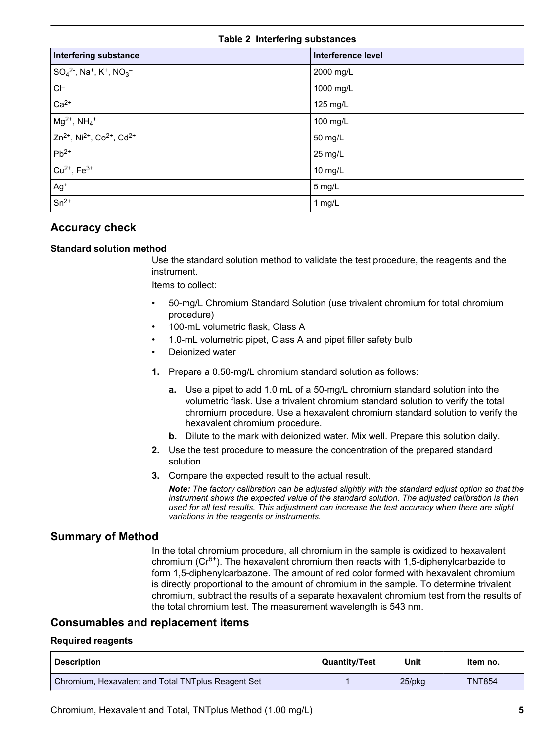**Table 2 Interfering substances**

| Interfering substance | Interference level |
| --- | --- |
| $SO_4^{2-}$, $Na^+$, $K^+$, $NO_3^-$ | 2000 mg/L |
| $Cl^-$ | 1000 mg/L |
| $Ca^{2+}$ | 125 mg/L |
| $Mg^{2+}$, $NH_4^+$ | 100 mg/L |
| $Zn^{2+}$, $Ni^{2+}$, $Co^{2+}$, $Cd^{2+}$ | 50 mg/L |
| $Pb^{2+}$ | 25 mg/L |
| $Cu^{2+}$, $Fe^{3+}$ | 10 mg/L |
| $Ag^+$ | 5 mg/L |
| $Sn^{2+}$ | 1 mg/L |

## Accuracy check

### Standard solution method

Use the standard solution method to validate the test procedure, the reagents and the instrument.

Items to collect:

- 50-mg/L Chromium Standard Solution (use trivalent chromium for total chromium procedure)
- 100-mL volumetric flask, Class A
- 1.0-mL volumetric pipet, Class A and pipet filler safety bulb
- Deionized water

1. Prepare a 0.50-mg/L chromium standard solution as follows:
   a. Use a pipet to add 1.0 mL of a 50-mg/L chromium standard solution into the volumetric flask. Use a trivalent chromium standard solution to verify the total chromium procedure. Use a hexavalent chromium standard solution to verify the hexavalent chromium procedure.
   b. Dilute to the mark with deionized water. Mix well. Prepare this solution daily.
2. Use the test procedure to measure the concentration of the prepared standard solution.
3. Compare the expected result to the actual result.

   ***Note:*** *The factory calibration can be adjusted slightly with the standard adjust option so that the instrument shows the expected value of the standard solution. The adjusted calibration is then used for all test results. This adjustment can increase the test accuracy when there are slight variations in the reagents or instruments.*

## Summary of Method

In the total chromium procedure, all chromium in the sample is oxidized to hexavalent chromium ($Cr^{6+}$). The hexavalent chromium then reacts with 1,5-diphenylcarbazide to form 1,5-diphenylcarbazone. The amount of red color formed with hexavalent chromium is directly proportional to the amount of chromium in the sample. To determine trivalent chromium, subtract the results of a separate hexavalent chromium test from the results of the total chromium test. The measurement wavelength is 543 nm.

## Consumables and replacement items

### Required reagents

| Description | Quantity/Test | Unit | Item no. |
| --- | --- | --- | --- |
| Chromium, Hexavalent and Total TNTplus Reagent Set | 1 | 25/pkg | TNT854 |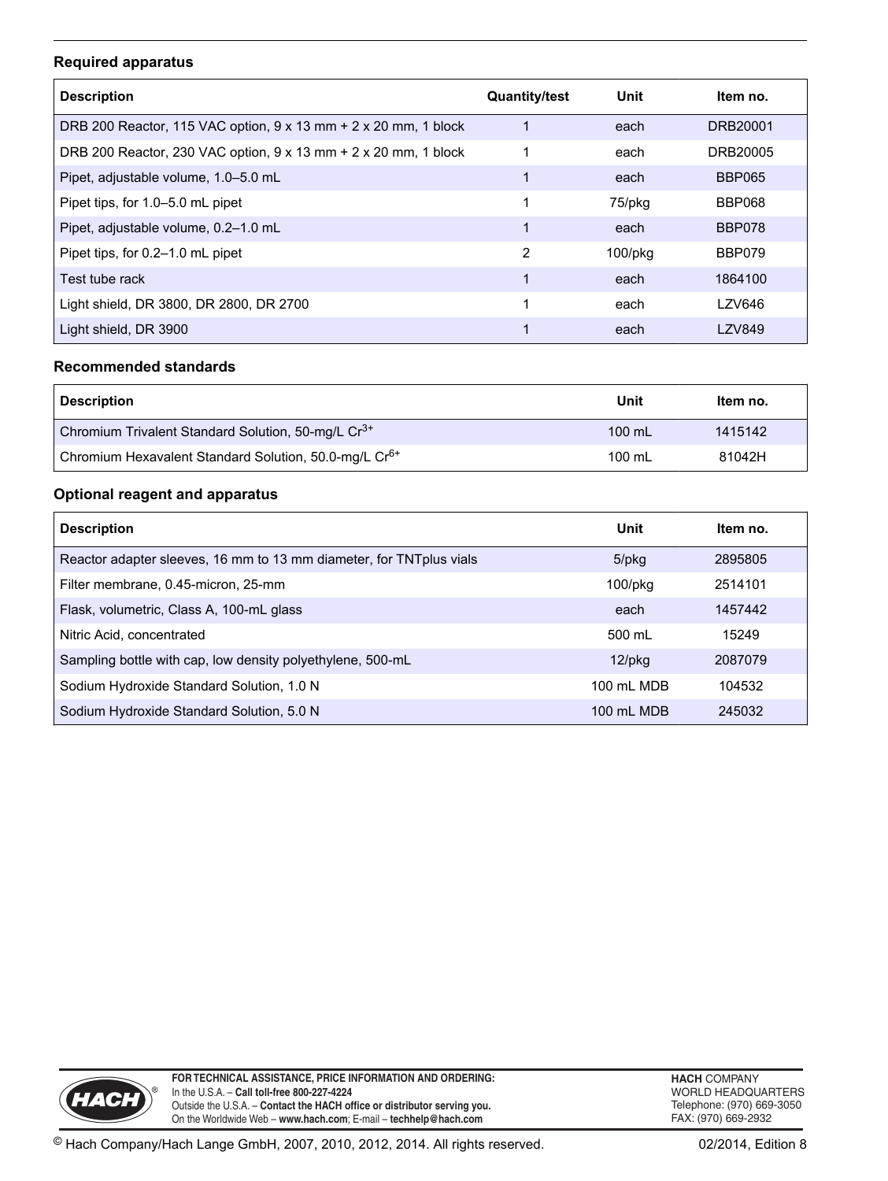### Required apparatus

| Description | Quantity/test | Unit | Item no. |
|---|---|---|---|
| DRB 200 Reactor, 115 VAC option, 9 x 13 mm + 2 x 20 mm, 1 block | 1 | each | DRB20001 |
| DRB 200 Reactor, 230 VAC option, 9 x 13 mm + 2 x 20 mm, 1 block | 1 | each | DRB20005 |
| Pipet, adjustable volume, 1.0–5.0 mL | 1 | each | BBP065 |
| Pipet tips, for 1.0–5.0 mL pipet | 1 | 75/pkg | BBP068 |
| Pipet, adjustable volume, 0.2–1.0 mL | 1 | each | BBP078 |
| Pipet tips, for 0.2–1.0 mL pipet | 2 | 100/pkg | BBP079 |
| Test tube rack | 1 | each | 1864100 |
| Light shield, DR 3800, DR 2800, DR 2700 | 1 | each | LZV646 |
| Light shield, DR 3900 | 1 | each | LZV849 |

### Recommended standards

| Description | Unit | Item no. |
|---|---|---|
| Chromium Trivalent Standard Solution, 50-mg/L $Cr^{3+}$ | 100 mL | 1415142 |
| Chromium Hexavalent Standard Solution, 50.0-mg/L $Cr^{6+}$ | 100 mL | 81042H |

### Optional reagent and apparatus

| Description | Unit | Item no. |
|---|---|---|
| Reactor adapter sleeves, 16 mm to 13 mm diameter, for TNTplus vials | 5/pkg | 2895805 |
| Filter membrane, 0.45-micron, 25-mm | 100/pkg | 2514101 |
| Flask, volumetric, Class A, 100-mL glass | each | 1457442 |
| Nitric Acid, concentrated | 500 mL | 15249 |
| Sampling bottle with cap, low density polyethylene, 500-mL | 12/pkg | 2087079 |
| Sodium Hydroxide Standard Solution, 1.0 N | 100 mL MDB | 104532 |
| Sodium Hydroxide Standard Solution, 5.0 N | 100 mL MDB | 245032 |

**FOR TECHNICAL ASSISTANCE, PRICE INFORMATION AND ORDERING:**
In the U.S.A. – **Call toll-free 800-227-4224**
Outside the U.S.A. – **Contact the HACH office or distributor serving you.**
On the Worldwide Web – **www.hach.com**; E-mail – **techhelp@hach.com**

**HACH** COMPANY
WORLD HEADQUARTERS
Telephone: (970) 669-3050
FAX: (970) 669-2932

© Hach Company/Hach Lange GmbH, 2007, 2010, 2012, 2014. All rights reserved.

02/2014, Edition 8